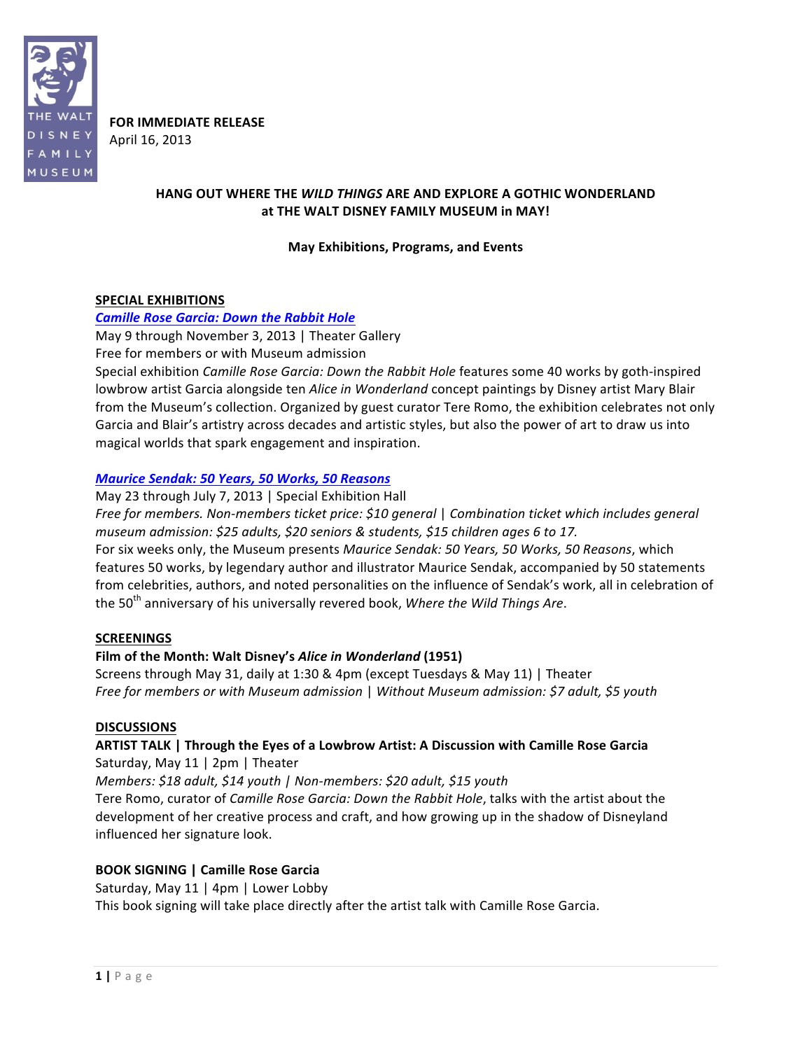THE WALT DISNEY FAMILY MUSEUM

**FOR IMMEDIATE RELEASE**
April 16, 2013

# HANG OUT WHERE THE *WILD THINGS* ARE AND EXPLORE A GOTHIC WONDERLAND at THE WALT DISNEY FAMILY MUSEUM in MAY!

**May Exhibitions, Programs, and Events**

## SPECIAL EXHIBITIONS

### *Camille Rose Garcia: Down the Rabbit Hole*

May 9 through November 3, 2013 | Theater Gallery
Free for members or with Museum admission
Special exhibition *Camille Rose Garcia: Down the Rabbit Hole* features some 40 works by goth-inspired lowbrow artist Garcia alongside ten *Alice in Wonderland* concept paintings by Disney artist Mary Blair from the Museum's collection. Organized by guest curator Tere Romo, the exhibition celebrates not only Garcia and Blair's artistry across decades and artistic styles, but also the power of art to draw us into magical worlds that spark engagement and inspiration.

### *Maurice Sendak: 50 Years, 50 Works, 50 Reasons*

May 23 through July 7, 2013 | Special Exhibition Hall
*Free for members. Non-members ticket price: $10 general | Combination ticket which includes general museum admission: $25 adults, $20 seniors & students, $15 children ages 6 to 17.*
For six weeks only, the Museum presents *Maurice Sendak: 50 Years, 50 Works, 50 Reasons*, which features 50 works, by legendary author and illustrator Maurice Sendak, accompanied by 50 statements from celebrities, authors, and noted personalities on the influence of Sendak's work, all in celebration of the 50th anniversary of his universally revered book, *Where the Wild Things Are*.

## SCREENINGS

**Film of the Month: Walt Disney's *Alice in Wonderland* (1951)**
Screens through May 31, daily at 1:30 & 4pm (except Tuesdays & May 11) | Theater
*Free for members or with Museum admission | Without Museum admission: $7 adult, $5 youth*

## DISCUSSIONS

**ARTIST TALK | Through the Eyes of a Lowbrow Artist: A Discussion with Camille Rose Garcia**
Saturday, May 11 | 2pm | Theater
*Members: $18 adult, $14 youth | Non-members: $20 adult, $15 youth*
Tere Romo, curator of *Camille Rose Garcia: Down the Rabbit Hole*, talks with the artist about the development of her creative process and craft, and how growing up in the shadow of Disneyland influenced her signature look.

**BOOK SIGNING | Camille Rose Garcia**
Saturday, May 11 | 4pm | Lower Lobby
This book signing will take place directly after the artist talk with Camille Rose Garcia.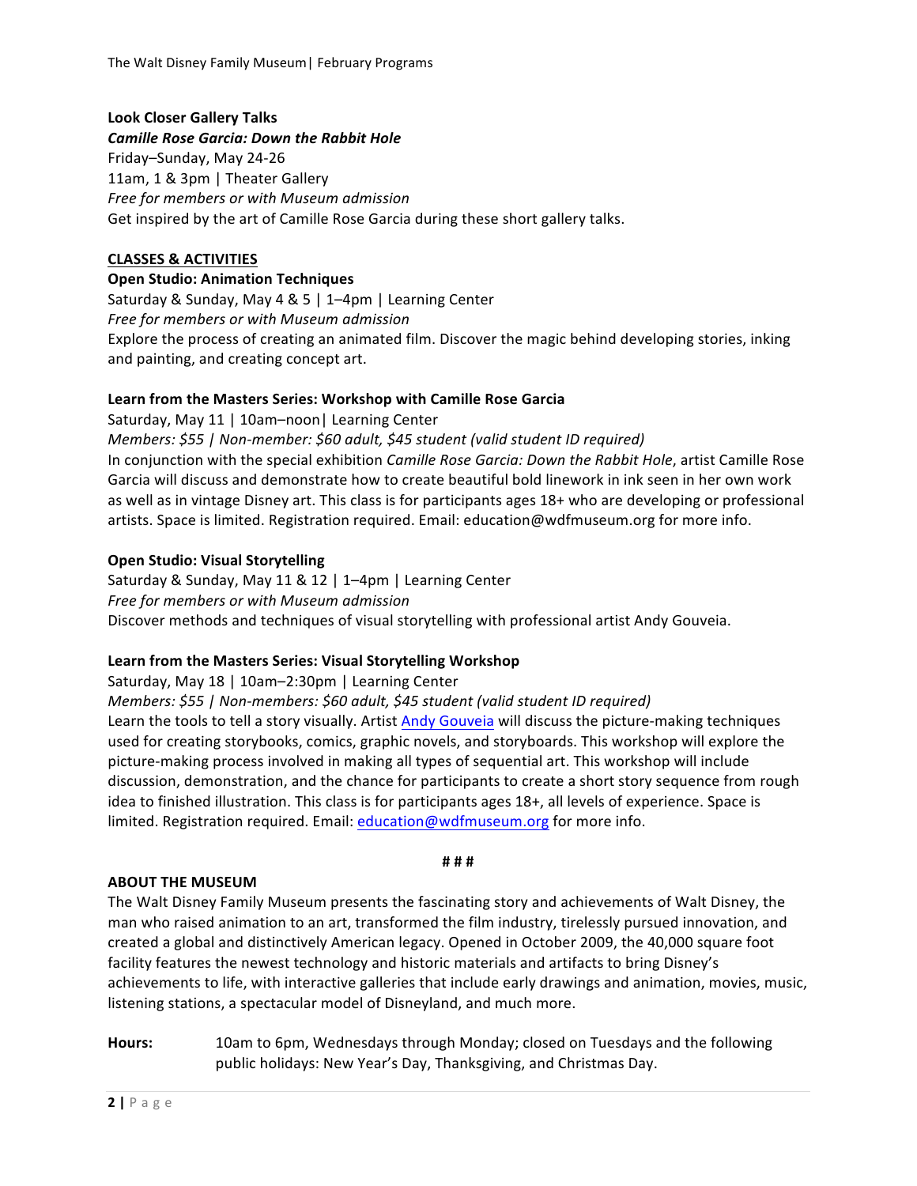**Look Closer Gallery Talks**
***Camille Rose Garcia: Down the Rabbit Hole***
Friday–Sunday, May 24-26
11am, 1 & 3pm | Theater Gallery
*Free for members or with Museum admission*
Get inspired by the art of Camille Rose Garcia during these short gallery talks.

## CLASSES & ACTIVITIES

**Open Studio: Animation Techniques**
Saturday & Sunday, May 4 & 5 | 1–4pm | Learning Center
*Free for members or with Museum admission*
Explore the process of creating an animated film. Discover the magic behind developing stories, inking and painting, and creating concept art.

**Learn from the Masters Series: Workshop with Camille Rose Garcia**
Saturday, May 11 | 10am–noon| Learning Center
*Members: $55 | Non-member: $60 adult, $45 student (valid student ID required)*
In conjunction with the special exhibition *Camille Rose Garcia: Down the Rabbit Hole*, artist Camille Rose Garcia will discuss and demonstrate how to create beautiful bold linework in ink seen in her own work as well as in vintage Disney art. This class is for participants ages 18+ who are developing or professional artists. Space is limited. Registration required. Email: education@wdfmuseum.org for more info.

**Open Studio: Visual Storytelling**
Saturday & Sunday, May 11 & 12 | 1–4pm | Learning Center
*Free for members or with Museum admission*
Discover methods and techniques of visual storytelling with professional artist Andy Gouveia.

**Learn from the Masters Series: Visual Storytelling Workshop**
Saturday, May 18 | 10am–2:30pm | Learning Center
*Members: $55 | Non-members: $60 adult, $45 student (valid student ID required)*
Learn the tools to tell a story visually. Artist Andy Gouveia will discuss the picture-making techniques used for creating storybooks, comics, graphic novels, and storyboards. This workshop will explore the picture-making process involved in making all types of sequential art. This workshop will include discussion, demonstration, and the chance for participants to create a short story sequence from rough idea to finished illustration. This class is for participants ages 18+, all levels of experience. Space is limited. Registration required. Email: education@wdfmuseum.org for more info.

# # #

**ABOUT THE MUSEUM**
The Walt Disney Family Museum presents the fascinating story and achievements of Walt Disney, the man who raised animation to an art, transformed the film industry, tirelessly pursued innovation, and created a global and distinctively American legacy. Opened in October 2009, the 40,000 square foot facility features the newest technology and historic materials and artifacts to bring Disney's achievements to life, with interactive galleries that include early drawings and animation, movies, music, listening stations, a spectacular model of Disneyland, and much more.

**Hours:** 10am to 6pm, Wednesdays through Monday; closed on Tuesdays and the following public holidays: New Year's Day, Thanksgiving, and Christmas Day.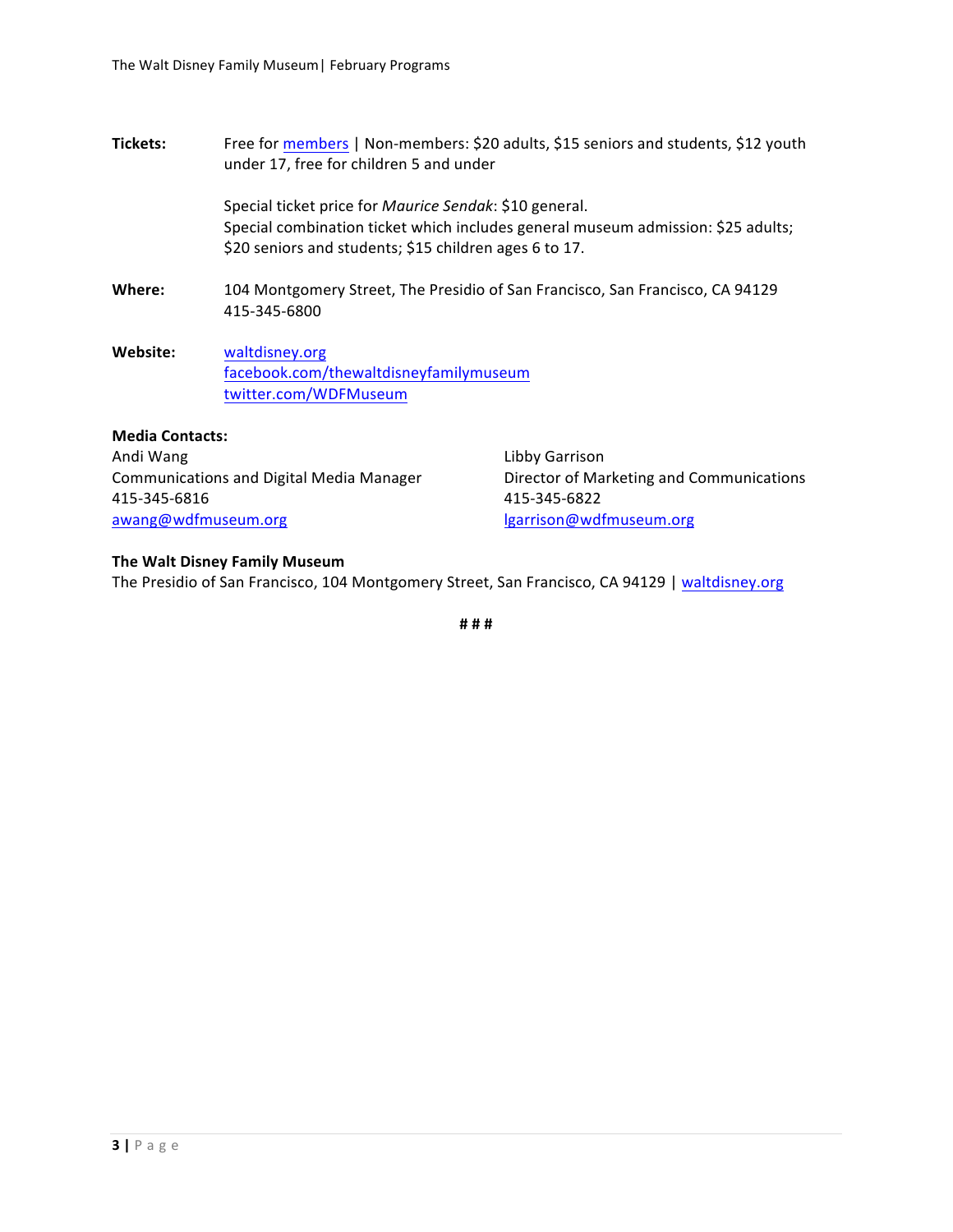**Tickets:** Free for members | Non-members: $20 adults, $15 seniors and students, $12 youth under 17, free for children 5 and under

Special ticket price for *Maurice Sendak*: $10 general.
Special combination ticket which includes general museum admission: $25 adults; $20 seniors and students; $15 children ages 6 to 17.

**Where:** 104 Montgomery Street, The Presidio of San Francisco, San Francisco, CA 94129
415-345-6800

**Website:** waltdisney.org
facebook.com/thewaltdisneyfamilymuseum
twitter.com/WDFMuseum

**Media Contacts:**

Andi Wang
Communications and Digital Media Manager
415-345-6816
awang@wdfmuseum.org

Libby Garrison
Director of Marketing and Communications
415-345-6822
lgarrison@wdfmuseum.org

**The Walt Disney Family Museum**
The Presidio of San Francisco, 104 Montgomery Street, San Francisco, CA 94129 | waltdisney.org

# # #